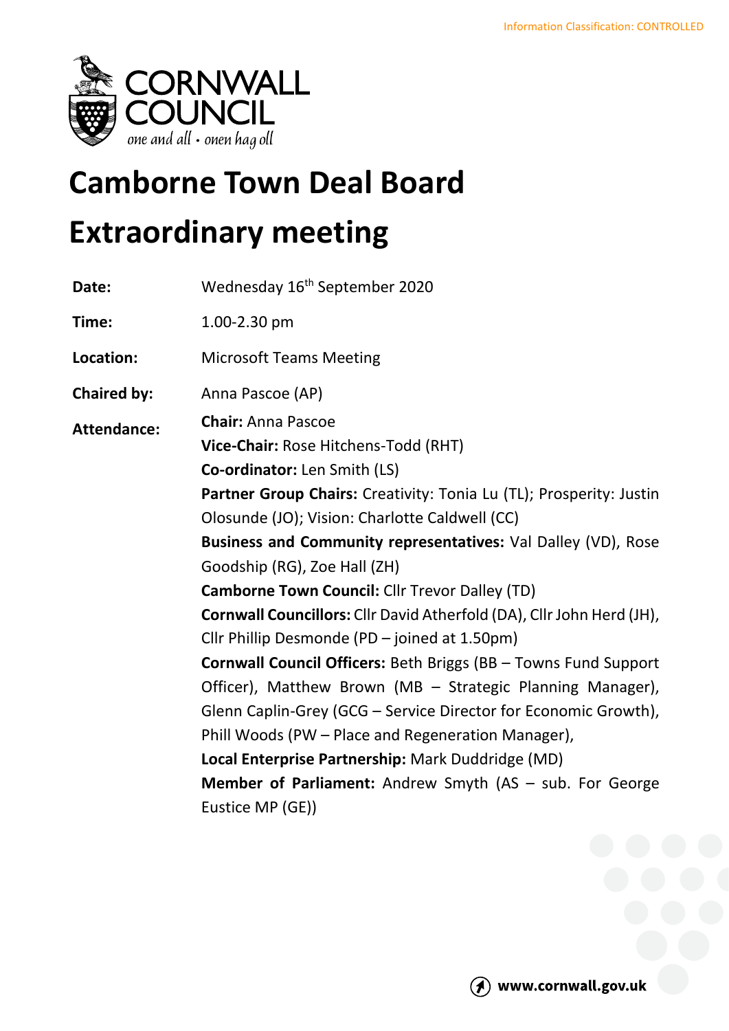Information Classification: CONTROLLED

# Camborne Town Deal Board

# Extraordinary meeting

| | |
|---|---|
| **Date:** | Wednesday 16th September 2020 |
| **Time:** | 1.00-2.30 pm |
| **Location:** | Microsoft Teams Meeting |
| **Chaired by:** | Anna Pascoe (AP) |
| **Attendance:** | **Chair:** Anna Pascoe<br>**Vice-Chair:** Rose Hitchens-Todd (RHT)<br>**Co-ordinator:** Len Smith (LS)<br>**Partner Group Chairs:** Creativity: Tonia Lu (TL); Prosperity: Justin Olosunde (JO); Vision: Charlotte Caldwell (CC)<br>**Business and Community representatives:** Val Dalley (VD), Rose Goodship (RG), Zoe Hall (ZH)<br>**Camborne Town Council:** Cllr Trevor Dalley (TD)<br>**Cornwall Councillors:** Cllr David Atherfold (DA), Cllr John Herd (JH), Cllr Phillip Desmonde (PD – joined at 1.50pm)<br>**Cornwall Council Officers:** Beth Briggs (BB – Towns Fund Support Officer), Matthew Brown (MB – Strategic Planning Manager), Glenn Caplin-Grey (GCG – Service Director for Economic Growth), Phill Woods (PW – Place and Regeneration Manager),<br>**Local Enterprise Partnership:** Mark Duddridge (MD)<br>**Member of Parliament:** Andrew Smyth (AS – sub. For George Eustice MP (GE)) |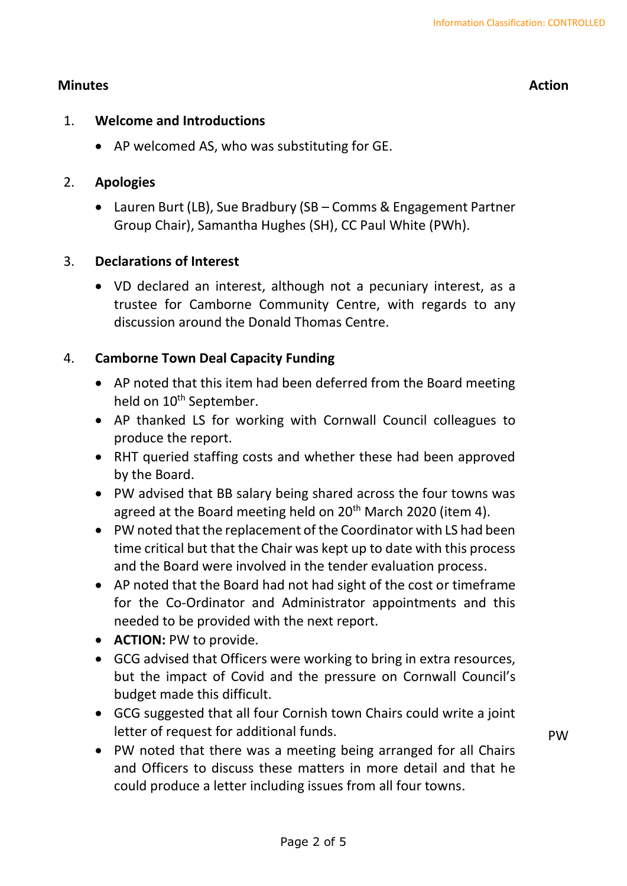**Minutes** **Action**

1. **Welcome and Introductions**
    - AP welcomed AS, who was substituting for GE.

2. **Apologies**
    - Lauren Burt (LB), Sue Bradbury (SB – Comms & Engagement Partner Group Chair), Samantha Hughes (SH), CC Paul White (PWh).

3. **Declarations of Interest**
    - VD declared an interest, although not a pecuniary interest, as a trustee for Camborne Community Centre, with regards to any discussion around the Donald Thomas Centre.

4. **Camborne Town Deal Capacity Funding**
    - AP noted that this item had been deferred from the Board meeting held on 10th September.
    - AP thanked LS for working with Cornwall Council colleagues to produce the report.
    - RHT queried staffing costs and whether these had been approved by the Board.
    - PW advised that BB salary being shared across the four towns was agreed at the Board meeting held on 20th March 2020 (item 4).
    - PW noted that the replacement of the Coordinator with LS had been time critical but that the Chair was kept up to date with this process and the Board were involved in the tender evaluation process.
    - AP noted that the Board had not had sight of the cost or timeframe for the Co-Ordinator and Administrator appointments and this needed to be provided with the next report.
    - **ACTION:** PW to provide. **PW**
    - GCG advised that Officers were working to bring in extra resources, but the impact of Covid and the pressure on Cornwall Council's budget made this difficult.
    - GCG suggested that all four Cornish town Chairs could write a joint letter of request for additional funds.
    - PW noted that there was a meeting being arranged for all Chairs and Officers to discuss these matters in more detail and that he could produce a letter including issues from all four towns.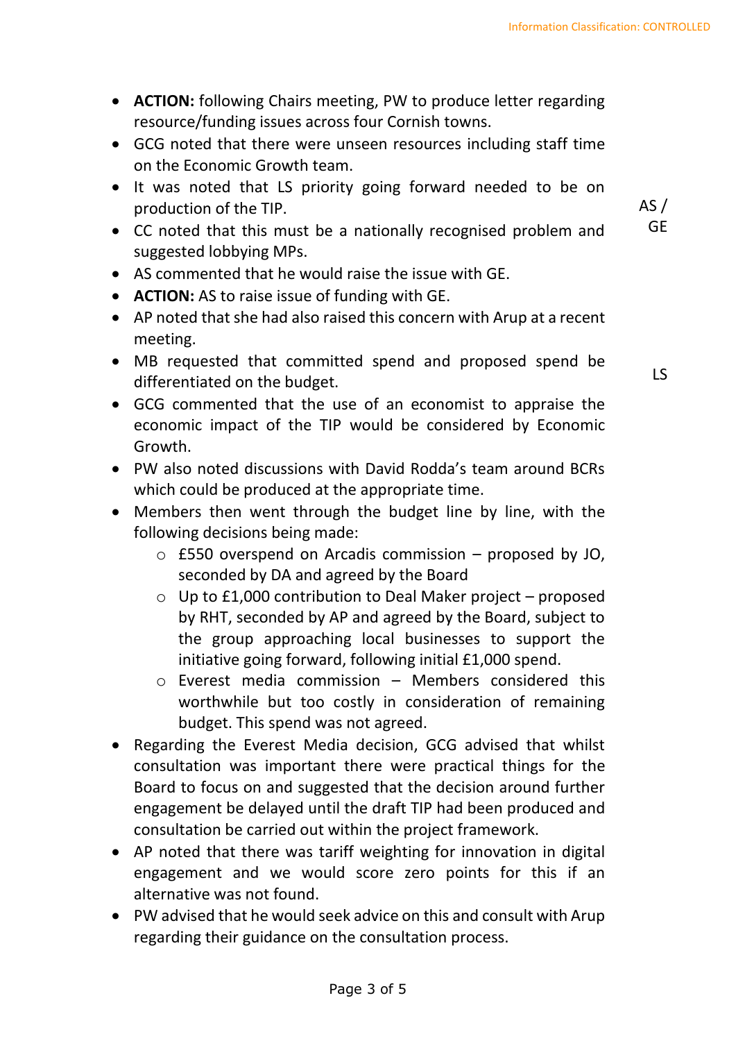- **ACTION:** following Chairs meeting, PW to produce letter regarding resource/funding issues across four Cornish towns.
- GCG noted that there were unseen resources including staff time on the Economic Growth team.
- It was noted that LS priority going forward needed to be on production of the TIP.

AS / GE

- CC noted that this must be a nationally recognised problem and suggested lobbying MPs.
- AS commented that he would raise the issue with GE.
- **ACTION:** AS to raise issue of funding with GE.
- AP noted that she had also raised this concern with Arup at a recent meeting.
- MB requested that committed spend and proposed spend be differentiated on the budget.

LS

- GCG commented that the use of an economist to appraise the economic impact of the TIP would be considered by Economic Growth.
- PW also noted discussions with David Rodda's team around BCRs which could be produced at the appropriate time.
- Members then went through the budget line by line, with the following decisions being made:
    - £550 overspend on Arcadis commission – proposed by JO, seconded by DA and agreed by the Board
    - Up to £1,000 contribution to Deal Maker project – proposed by RHT, seconded by AP and agreed by the Board, subject to the group approaching local businesses to support the initiative going forward, following initial £1,000 spend.
    - Everest media commission – Members considered this worthwhile but too costly in consideration of remaining budget. This spend was not agreed.
- Regarding the Everest Media decision, GCG advised that whilst consultation was important there were practical things for the Board to focus on and suggested that the decision around further engagement be delayed until the draft TIP had been produced and consultation be carried out within the project framework.
- AP noted that there was tariff weighting for innovation in digital engagement and we would score zero points for this if an alternative was not found.
- PW advised that he would seek advice on this and consult with Arup regarding their guidance on the consultation process.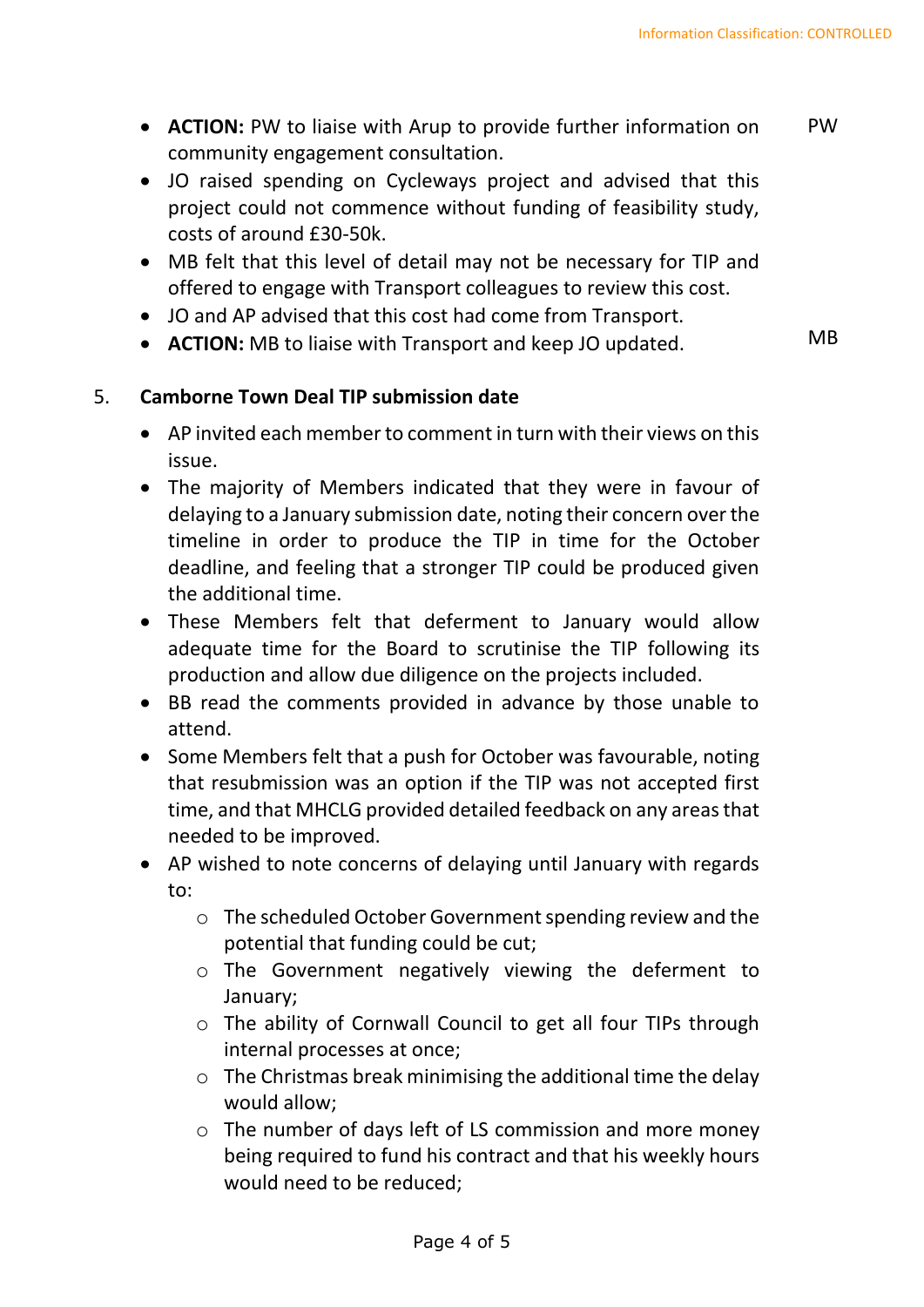- **ACTION:** PW to liaise with Arup to provide further information on community engagement consultation. PW
- JO raised spending on Cycleways project and advised that this project could not commence without funding of feasibility study, costs of around £30-50k.
- MB felt that this level of detail may not be necessary for TIP and offered to engage with Transport colleagues to review this cost.
- JO and AP advised that this cost had come from Transport.
- **ACTION:** MB to liaise with Transport and keep JO updated. MB

5. **Camborne Town Deal TIP submission date**

- AP invited each member to comment in turn with their views on this issue.
- The majority of Members indicated that they were in favour of delaying to a January submission date, noting their concern over the timeline in order to produce the TIP in time for the October deadline, and feeling that a stronger TIP could be produced given the additional time.
- These Members felt that deferment to January would allow adequate time for the Board to scrutinise the TIP following its production and allow due diligence on the projects included.
- BB read the comments provided in advance by those unable to attend.
- Some Members felt that a push for October was favourable, noting that resubmission was an option if the TIP was not accepted first time, and that MHCLG provided detailed feedback on any areas that needed to be improved.
- AP wished to note concerns of delaying until January with regards to:
  - The scheduled October Government spending review and the potential that funding could be cut;
  - The Government negatively viewing the deferment to January;
  - The ability of Cornwall Council to get all four TIPs through internal processes at once;
  - The Christmas break minimising the additional time the delay would allow;
  - The number of days left of LS commission and more money being required to fund his contract and that his weekly hours would need to be reduced;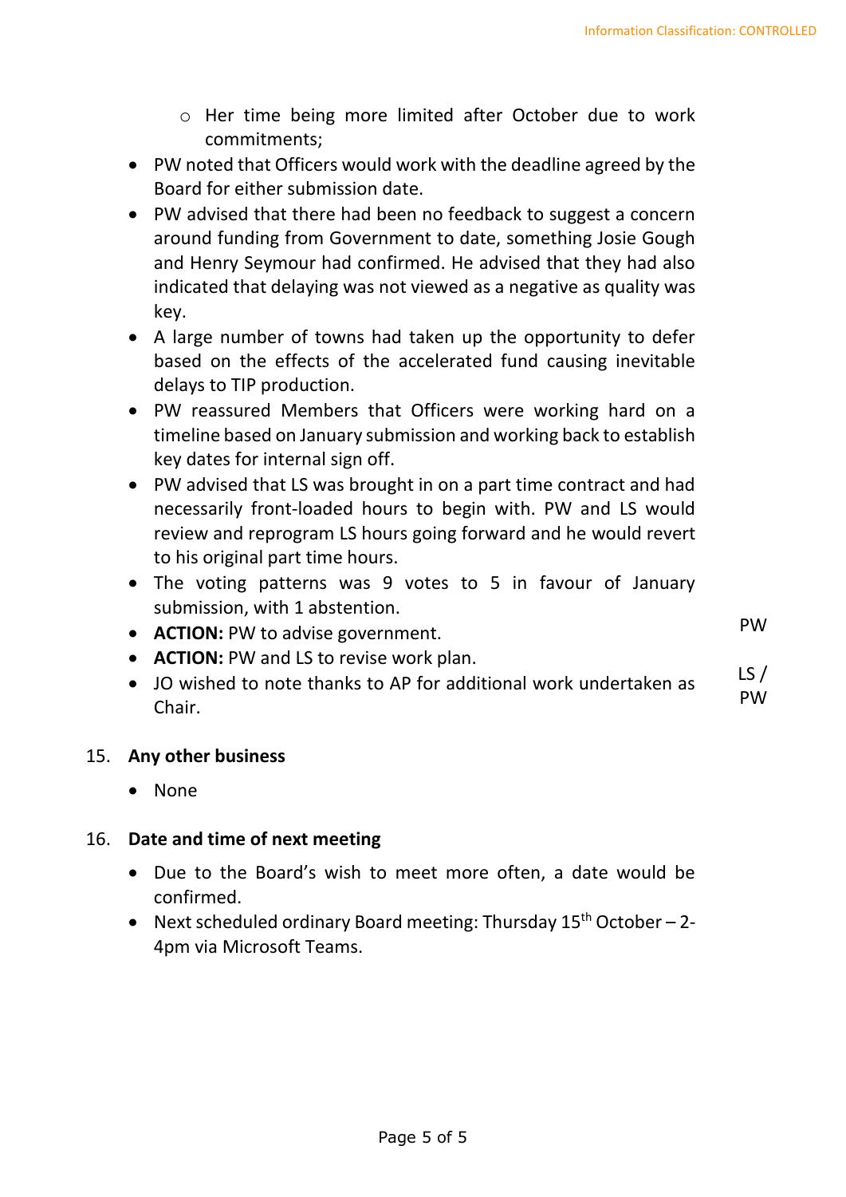- Her time being more limited after October due to work commitments;

- PW noted that Officers would work with the deadline agreed by the Board for either submission date.
- PW advised that there had been no feedback to suggest a concern around funding from Government to date, something Josie Gough and Henry Seymour had confirmed. He advised that they had also indicated that delaying was not viewed as a negative as quality was key.
- A large number of towns had taken up the opportunity to defer based on the effects of the accelerated fund causing inevitable delays to TIP production.
- PW reassured Members that Officers were working hard on a timeline based on January submission and working back to establish key dates for internal sign off.
- PW advised that LS was brought in on a part time contract and had necessarily front-loaded hours to begin with. PW and LS would review and reprogram LS hours going forward and he would revert to his original part time hours.
- The voting patterns was 9 votes to 5 in favour of January submission, with 1 abstention.
- **ACTION:** PW to advise government. — PW
- **ACTION:** PW and LS to revise work plan. — LS / PW
- JO wished to note thanks to AP for additional work undertaken as Chair.

## 15. Any other business

- None

## 16. Date and time of next meeting

- Due to the Board's wish to meet more often, a date would be confirmed.
- Next scheduled ordinary Board meeting: Thursday 15th October – 2-4pm via Microsoft Teams.